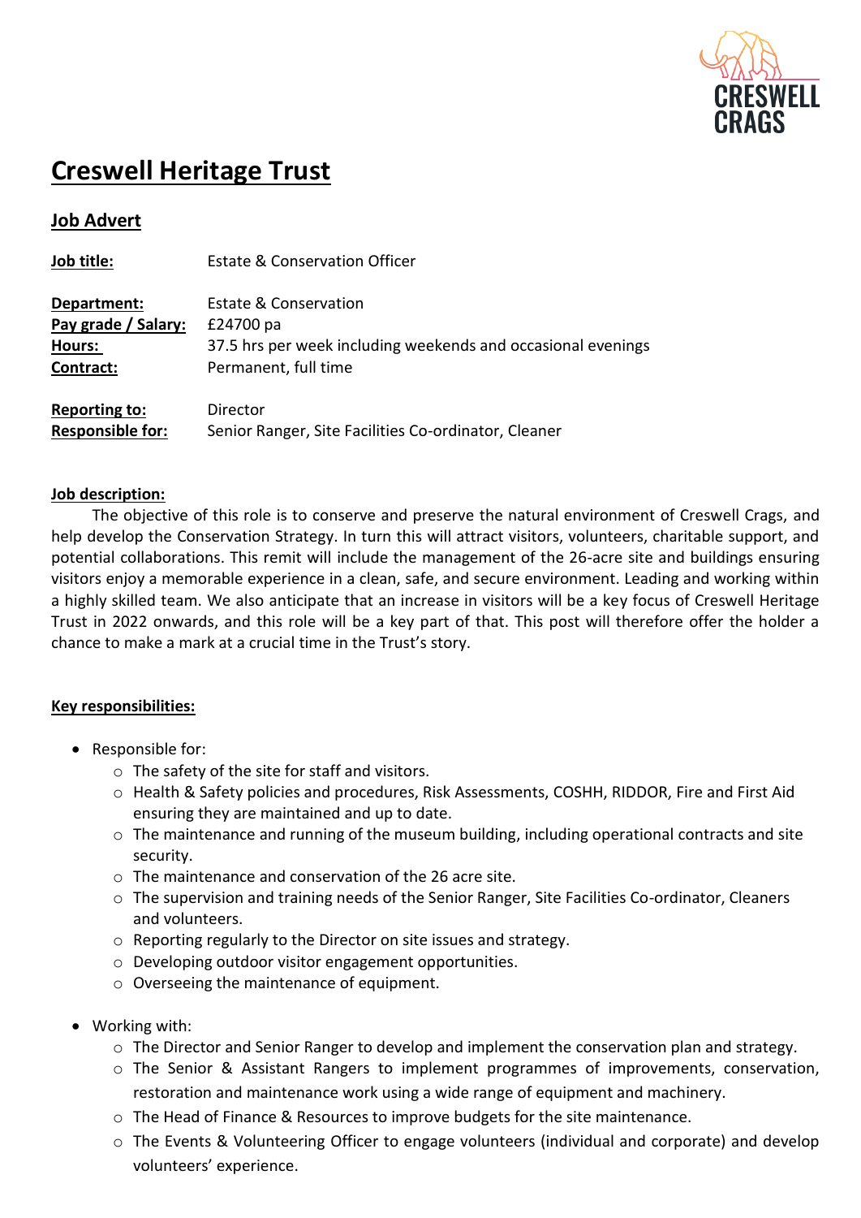# Creswell Heritage Trust

## Job Advert

| | |
|---|---|
| **Job title:** | Estate & Conservation Officer |
| **Department:** | Estate & Conservation |
| **Pay grade / Salary:** | £24700 pa |
| **Hours:** | 37.5 hrs per week including weekends and occasional evenings |
| **Contract:** | Permanent, full time |
| **Reporting to:** | Director |
| **Responsible for:** | Senior Ranger, Site Facilities Co-ordinator, Cleaner |

**Job description:**

The objective of this role is to conserve and preserve the natural environment of Creswell Crags, and help develop the Conservation Strategy. In turn this will attract visitors, volunteers, charitable support, and potential collaborations. This remit will include the management of the 26-acre site and buildings ensuring visitors enjoy a memorable experience in a clean, safe, and secure environment. Leading and working within a highly skilled team. We also anticipate that an increase in visitors will be a key focus of Creswell Heritage Trust in 2022 onwards, and this role will be a key part of that. This post will therefore offer the holder a chance to make a mark at a crucial time in the Trust's story.

**Key responsibilities:**

- Responsible for:
  - The safety of the site for staff and visitors.
  - Health & Safety policies and procedures, Risk Assessments, COSHH, RIDDOR, Fire and First Aid ensuring they are maintained and up to date.
  - The maintenance and running of the museum building, including operational contracts and site security.
  - The maintenance and conservation of the 26 acre site.
  - The supervision and training needs of the Senior Ranger, Site Facilities Co-ordinator, Cleaners and volunteers.
  - Reporting regularly to the Director on site issues and strategy.
  - Developing outdoor visitor engagement opportunities.
  - Overseeing the maintenance of equipment.
- Working with:
  - The Director and Senior Ranger to develop and implement the conservation plan and strategy.
  - The Senior & Assistant Rangers to implement programmes of improvements, conservation, restoration and maintenance work using a wide range of equipment and machinery.
  - The Head of Finance & Resources to improve budgets for the site maintenance.
  - The Events & Volunteering Officer to engage volunteers (individual and corporate) and develop volunteers' experience.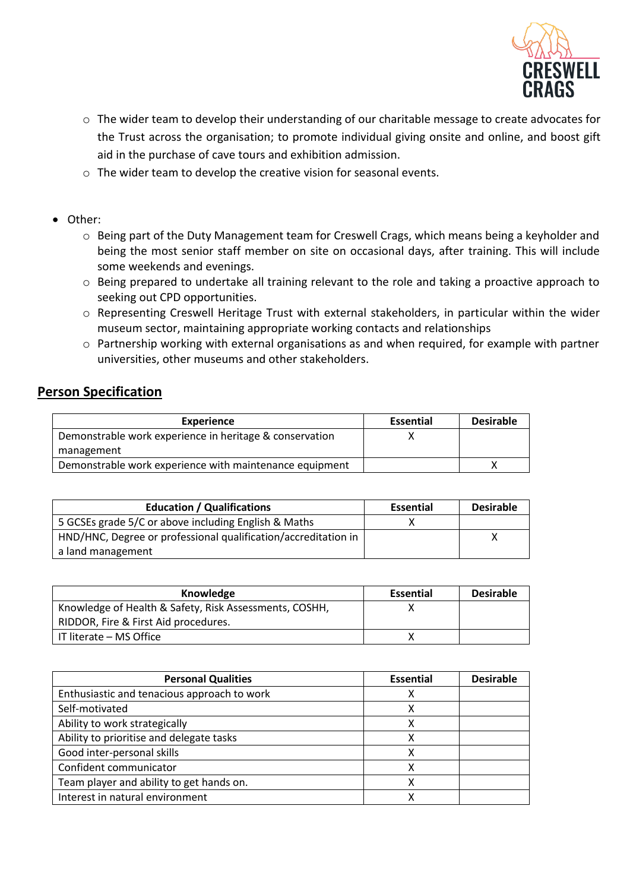- The wider team to develop their understanding of our charitable message to create advocates for the Trust across the organisation; to promote individual giving onsite and online, and boost gift aid in the purchase of cave tours and exhibition admission.
  - The wider team to develop the creative vision for seasonal events.

- Other:
  - Being part of the Duty Management team for Creswell Crags, which means being a keyholder and being the most senior staff member on site on occasional days, after training. This will include some weekends and evenings.
  - Being prepared to undertake all training relevant to the role and taking a proactive approach to seeking out CPD opportunities.
  - Representing Creswell Heritage Trust with external stakeholders, in particular within the wider museum sector, maintaining appropriate working contacts and relationships
  - Partnership working with external organisations as and when required, for example with partner universities, other museums and other stakeholders.

## Person Specification

| Experience | Essential | Desirable |
|---|---|---|
| Demonstrable work experience in heritage & conservation management | X | |
| Demonstrable work experience with maintenance equipment | | X |

| Education / Qualifications | Essential | Desirable |
|---|---|---|
| 5 GCSEs grade 5/C or above including English & Maths | X | |
| HND/HNC, Degree or professional qualification/accreditation in a land management | | X |

| Knowledge | Essential | Desirable |
|---|---|---|
| Knowledge of Health & Safety, Risk Assessments, COSHH, RIDDOR, Fire & First Aid procedures. | X | |
| IT literate – MS Office | X | |

| Personal Qualities | Essential | Desirable |
|---|---|---|
| Enthusiastic and tenacious approach to work | X | |
| Self-motivated | X | |
| Ability to work strategically | X | |
| Ability to prioritise and delegate tasks | X | |
| Good inter-personal skills | X | |
| Confident communicator | X | |
| Team player and ability to get hands on. | X | |
| Interest in natural environment | X | |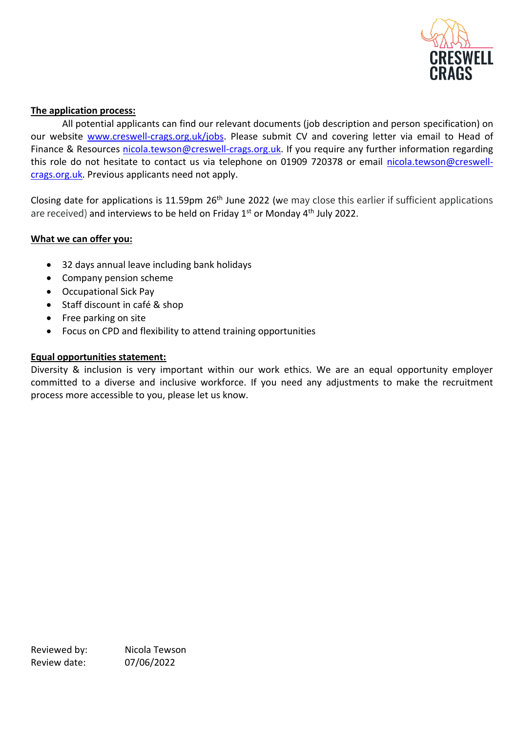**The application process:**

All potential applicants can find our relevant documents (job description and person specification) on our website www.creswell-crags.org.uk/jobs. Please submit CV and covering letter via email to Head of Finance & Resources nicola.tewson@creswell-crags.org.uk. If you require any further information regarding this role do not hesitate to contact us via telephone on 01909 720378 or email nicola.tewson@creswell-crags.org.uk. Previous applicants need not apply.

Closing date for applications is 11.59pm 26th June 2022 (we may close this earlier if sufficient applications are received) and interviews to be held on Friday 1st or Monday 4th July 2022.

**What we can offer you:**

- 32 days annual leave including bank holidays
- Company pension scheme
- Occupational Sick Pay
- Staff discount in café & shop
- Free parking on site
- Focus on CPD and flexibility to attend training opportunities

**Equal opportunities statement:**

Diversity & inclusion is very important within our work ethics. We are an equal opportunity employer committed to a diverse and inclusive workforce. If you need any adjustments to make the recruitment process more accessible to you, please let us know.

Reviewed by: Nicola Tewson
Review date: 07/06/2022